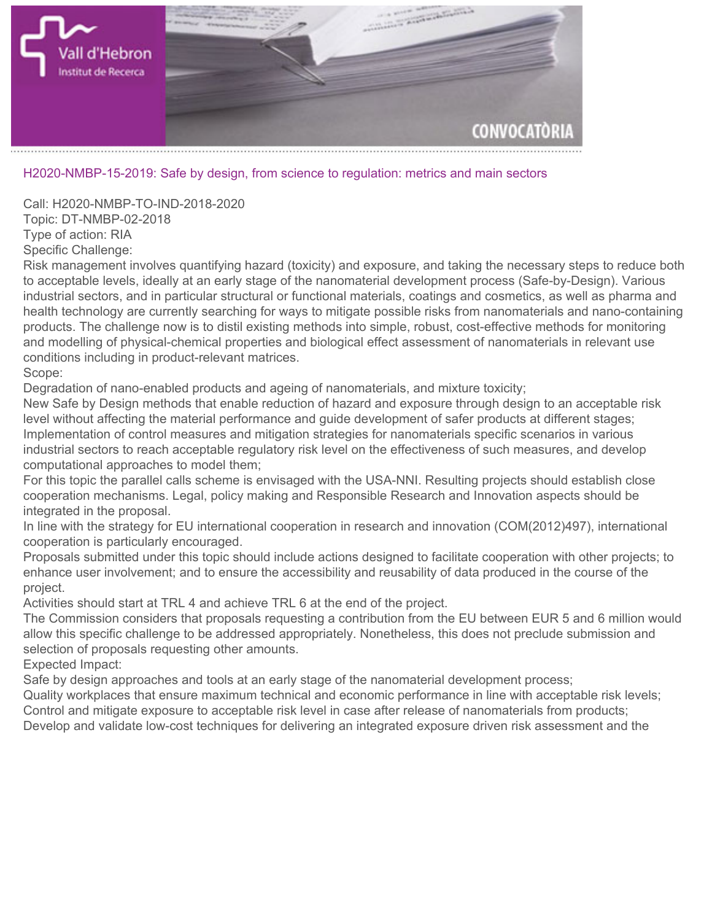## H2020-NMBP-15-2019: Safe by design, from science to regulation: metrics and main sectors

Call: H2020-NMBP-TO-IND-2018-2020
Topic: DT-NMBP-02-2018
Type of action: RIA
Specific Challenge:
Risk management involves quantifying hazard (toxicity) and exposure, and taking the necessary steps to reduce both to acceptable levels, ideally at an early stage of the nanomaterial development process (Safe-by-Design). Various industrial sectors, and in particular structural or functional materials, coatings and cosmetics, as well as pharma and health technology are currently searching for ways to mitigate possible risks from nanomaterials and nano-containing products. The challenge now is to distil existing methods into simple, robust, cost-effective methods for monitoring and modelling of physical-chemical properties and biological effect assessment of nanomaterials in relevant use conditions including in product-relevant matrices.
Scope:
Degradation of nano-enabled products and ageing of nanomaterials, and mixture toxicity;
New Safe by Design methods that enable reduction of hazard and exposure through design to an acceptable risk level without affecting the material performance and guide development of safer products at different stages;
Implementation of control measures and mitigation strategies for nanomaterials specific scenarios in various industrial sectors to reach acceptable regulatory risk level on the effectiveness of such measures, and develop computational approaches to model them;
For this topic the parallel calls scheme is envisaged with the USA-NNI. Resulting projects should establish close cooperation mechanisms. Legal, policy making and Responsible Research and Innovation aspects should be integrated in the proposal.
In line with the strategy for EU international cooperation in research and innovation (COM(2012)497), international cooperation is particularly encouraged.
Proposals submitted under this topic should include actions designed to facilitate cooperation with other projects; to enhance user involvement; and to ensure the accessibility and reusability of data produced in the course of the project.
Activities should start at TRL 4 and achieve TRL 6 at the end of the project.
The Commission considers that proposals requesting a contribution from the EU between EUR 5 and 6 million would allow this specific challenge to be addressed appropriately. Nonetheless, this does not preclude submission and selection of proposals requesting other amounts.
Expected Impact:
Safe by design approaches and tools at an early stage of the nanomaterial development process;
Quality workplaces that ensure maximum technical and economic performance in line with acceptable risk levels;
Control and mitigate exposure to acceptable risk level in case after release of nanomaterials from products;
Develop and validate low-cost techniques for delivering an integrated exposure driven risk assessment and the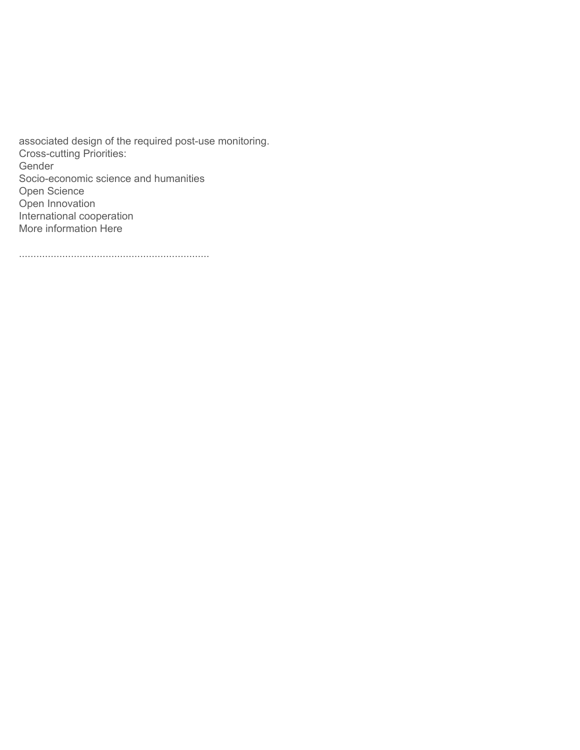associated design of the required post-use monitoring.

Cross-cutting Priorities:

Gender
Socio-economic science and humanities
Open Science
Open Innovation
International cooperation
More information Here

.................................................................